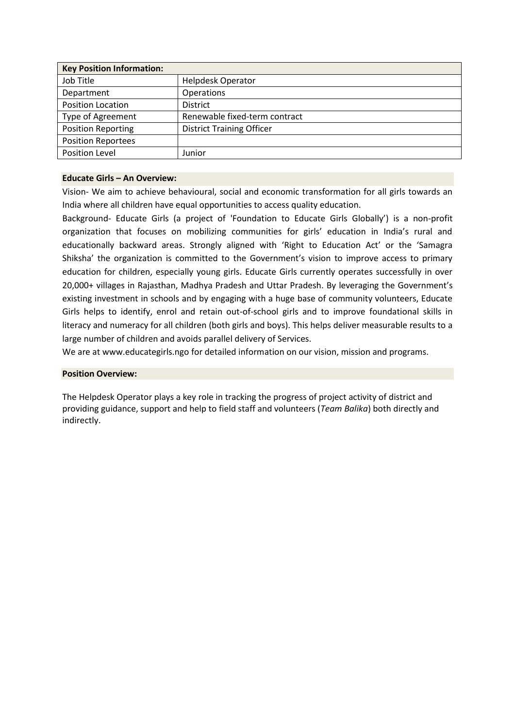| Key Position Information: | |
|---|---|
| Job Title | Helpdesk Operator |
| Department | Operations |
| Position Location | District |
| Type of Agreement | Renewable fixed-term contract |
| Position Reporting | District Training Officer |
| Position Reportees | |
| Position Level | Junior |

**Educate Girls – An Overview:**

Vision- We aim to achieve behavioural, social and economic transformation for all girls towards an India where all children have equal opportunities to access quality education.

Background- Educate Girls (a project of 'Foundation to Educate Girls Globally') is a non-profit organization that focuses on mobilizing communities for girls' education in India's rural and educationally backward areas. Strongly aligned with 'Right to Education Act' or the 'Samagra Shiksha' the organization is committed to the Government's vision to improve access to primary education for children, especially young girls. Educate Girls currently operates successfully in over 20,000+ villages in Rajasthan, Madhya Pradesh and Uttar Pradesh. By leveraging the Government's existing investment in schools and by engaging with a huge base of community volunteers, Educate Girls helps to identify, enrol and retain out-of-school girls and to improve foundational skills in literacy and numeracy for all children (both girls and boys). This helps deliver measurable results to a large number of children and avoids parallel delivery of Services.

We are at www.educategirls.ngo for detailed information on our vision, mission and programs.

**Position Overview:**

The Helpdesk Operator plays a key role in tracking the progress of project activity of district and providing guidance, support and help to field staff and volunteers (*Team Balika*) both directly and indirectly.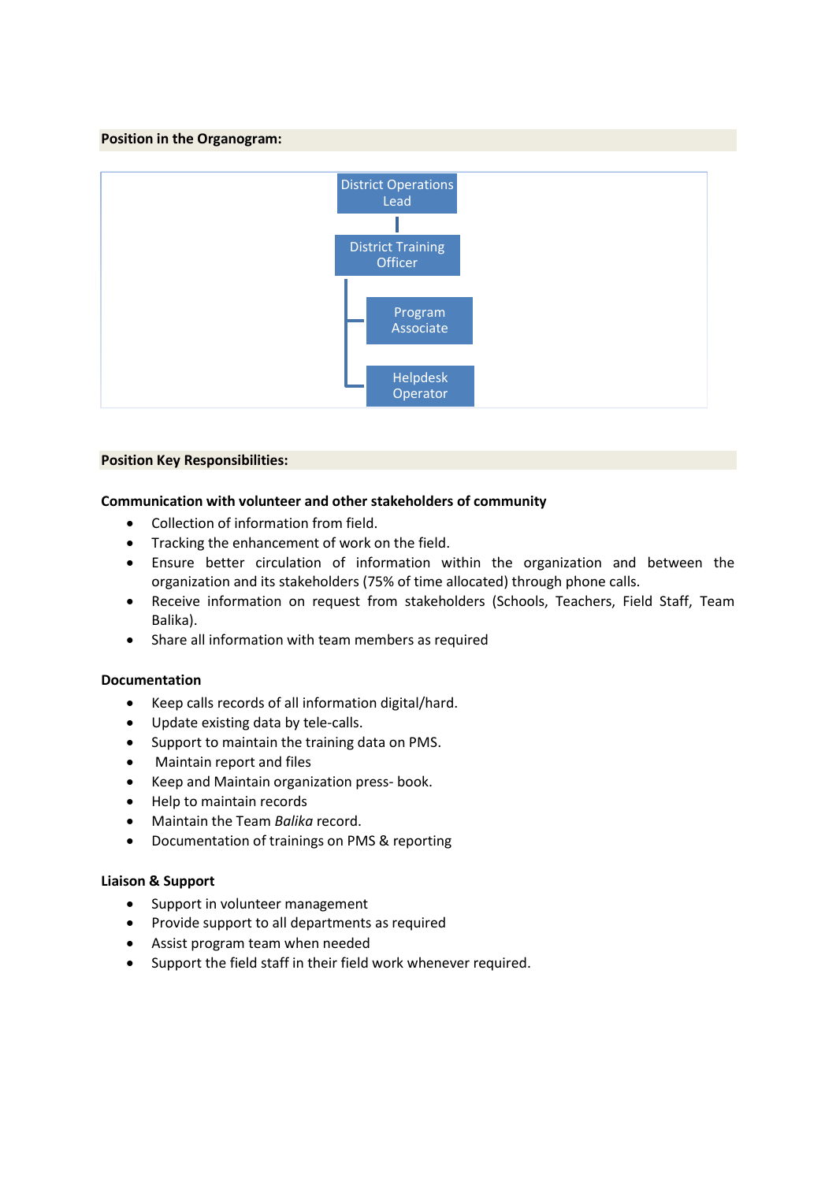**Position in the Organogram:**

- District Operations Lead
  - District Training Officer
    - Program Associate
    - Helpdesk Operator

**Position Key Responsibilities:**

**Communication with volunteer and other stakeholders of community**

- Collection of information from field.
- Tracking the enhancement of work on the field.
- Ensure better circulation of information within the organization and between the organization and its stakeholders (75% of time allocated) through phone calls.
- Receive information on request from stakeholders (Schools, Teachers, Field Staff, Team Balika).
- Share all information with team members as required

**Documentation**

- Keep calls records of all information digital/hard.
- Update existing data by tele-calls.
- Support to maintain the training data on PMS.
- Maintain report and files
- Keep and Maintain organization press- book.
- Help to maintain records
- Maintain the Team *Balika* record.
- Documentation of trainings on PMS & reporting

**Liaison & Support**

- Support in volunteer management
- Provide support to all departments as required
- Assist program team when needed
- Support the field staff in their field work whenever required.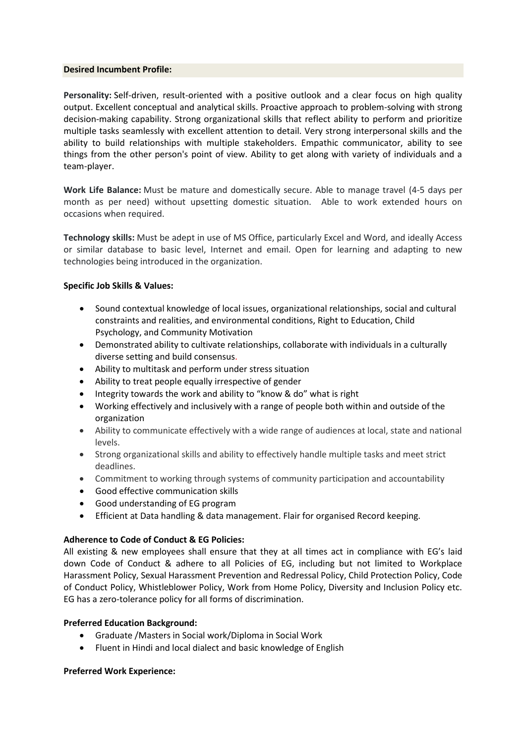**Desired Incumbent Profile:**

**Personality:** Self-driven, result-oriented with a positive outlook and a clear focus on high quality output. Excellent conceptual and analytical skills. Proactive approach to problem-solving with strong decision-making capability. Strong organizational skills that reflect ability to perform and prioritize multiple tasks seamlessly with excellent attention to detail. Very strong interpersonal skills and the ability to build relationships with multiple stakeholders. Empathic communicator, ability to see things from the other person's point of view. Ability to get along with variety of individuals and a team-player.

**Work Life Balance:** Must be mature and domestically secure. Able to manage travel (4-5 days per month as per need) without upsetting domestic situation. Able to work extended hours on occasions when required.

**Technology skills:** Must be adept in use of MS Office, particularly Excel and Word, and ideally Access or similar database to basic level, Internet and email. Open for learning and adapting to new technologies being introduced in the organization.

**Specific Job Skills & Values:**

- Sound contextual knowledge of local issues, organizational relationships, social and cultural constraints and realities, and environmental conditions, Right to Education, Child Psychology, and Community Motivation
- Demonstrated ability to cultivate relationships, collaborate with individuals in a culturally diverse setting and build consensus.
- Ability to multitask and perform under stress situation
- Ability to treat people equally irrespective of gender
- Integrity towards the work and ability to "know & do" what is right
- Working effectively and inclusively with a range of people both within and outside of the organization
- Ability to communicate effectively with a wide range of audiences at local, state and national levels.
- Strong organizational skills and ability to effectively handle multiple tasks and meet strict deadlines.
- Commitment to working through systems of community participation and accountability
- Good effective communication skills
- Good understanding of EG program
- Efficient at Data handling & data management. Flair for organised Record keeping.

**Adherence to Code of Conduct & EG Policies:**

All existing & new employees shall ensure that they at all times act in compliance with EG's laid down Code of Conduct & adhere to all Policies of EG, including but not limited to Workplace Harassment Policy, Sexual Harassment Prevention and Redressal Policy, Child Protection Policy, Code of Conduct Policy, Whistleblower Policy, Work from Home Policy, Diversity and Inclusion Policy etc. EG has a zero-tolerance policy for all forms of discrimination.

**Preferred Education Background:**

- Graduate /Masters in Social work/Diploma in Social Work
- Fluent in Hindi and local dialect and basic knowledge of English

**Preferred Work Experience:**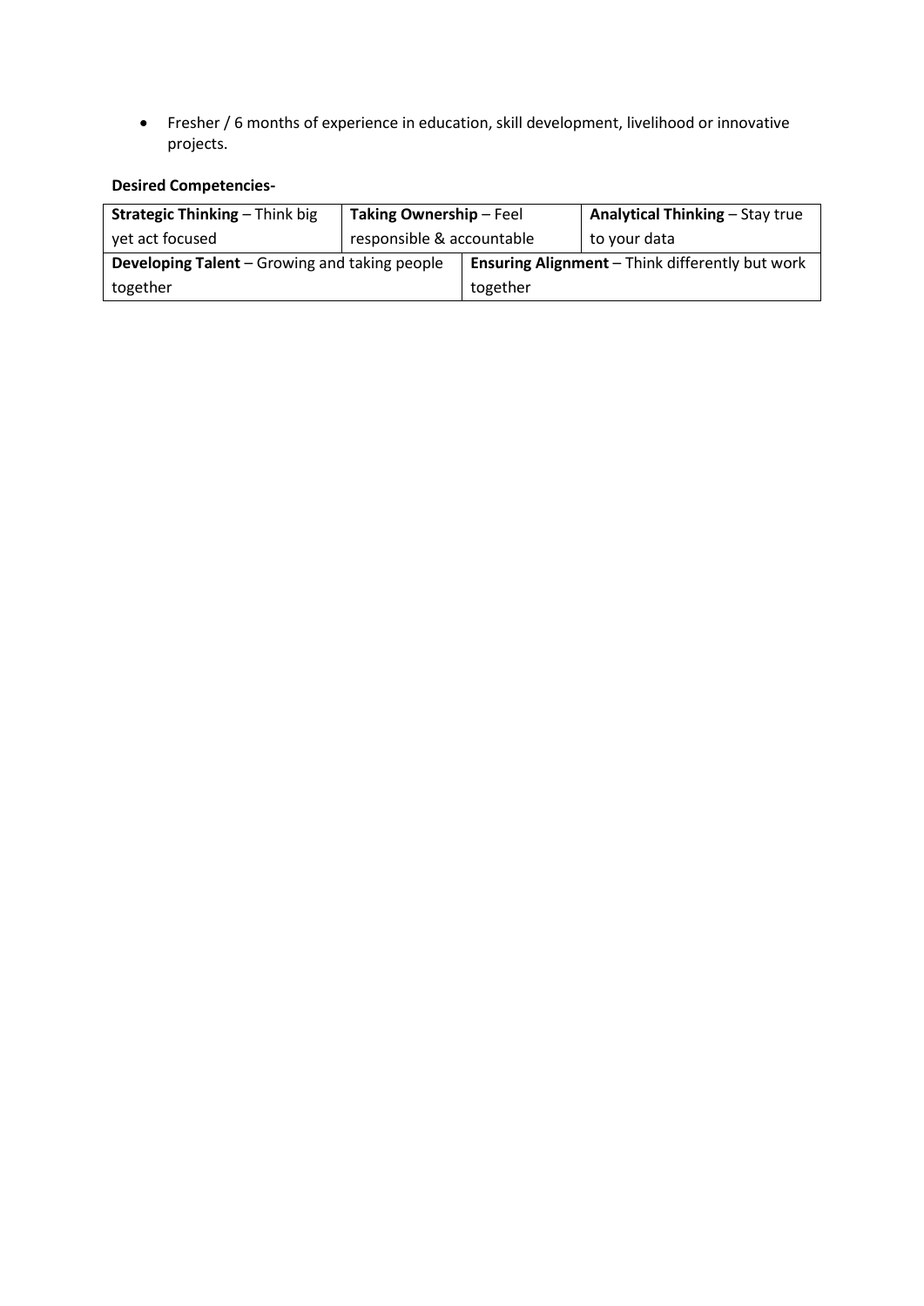- Fresher / 6 months of experience in education, skill development, livelihood or innovative projects.

**Desired Competencies-**

| | | |
|---|---|---|
| **Strategic Thinking** – Think big yet act focused | **Taking Ownership** – Feel responsible & accountable | **Analytical Thinking** – Stay true to your data |
| **Developing Talent** – Growing and taking people together | **Ensuring Alignment** – Think differently but work together | |